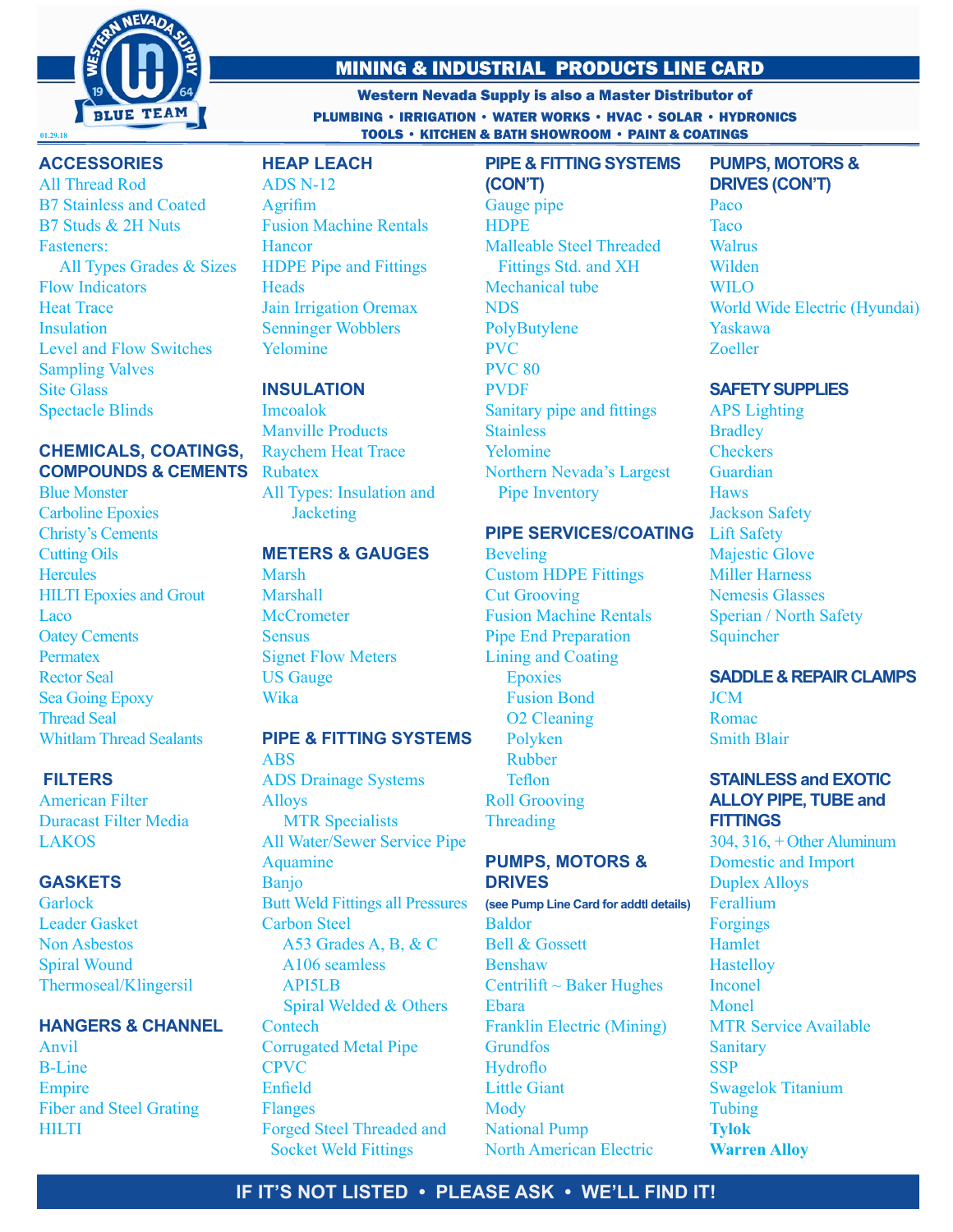# MINING & INDUSTRIAL PRODUCTS LINE CARD

**Western Nevada Supply is also a Master Distributor of**

**PLUMBING • IRRIGATION • WATER WORKS • HVAC • SOLAR • HYDRONICS**
**TOOLS • KITCHEN & BATH SHOWROOM • PAINT & COATINGS**

01.29.18

## ACCESSORIES

- All Thread Rod
- B7 Stainless and Coated
- B7 Studs & 2H Nuts
- Fasteners:
  - All Types Grades & Sizes
- Flow Indicators
- Heat Trace
- Insulation
- Level and Flow Switches
- Sampling Valves
- Site Glass
- Spectacle Blinds

## CHEMICALS, COATINGS, COMPOUNDS & CEMENTS

- Blue Monster
- Carboline Epoxies
- Christy's Cements
- Cutting Oils
- Hercules
- HILTI Epoxies and Grout
- Laco
- Oatey Cements
- Permatex
- Rector Seal
- Sea Going Epoxy
- Thread Seal
- Whitlam Thread Sealants

## FILTERS

- American Filter
- Duracast Filter Media
- LAKOS

## GASKETS

- Garlock
- Leader Gasket
- Non Asbestos
- Spiral Wound
- Thermoseal/Klingersil

## HANGERS & CHANNEL

- Anvil
- B-Line
- Empire
- Fiber and Steel Grating
- HILTI

## HEAP LEACH

- ADS N-12
- Agrifim
- Fusion Machine Rentals
- Hancor
- HDPE Pipe and Fittings
- Heads
- Jain Irrigation Oremax
- Senninger Wobblers
- Yelomine

## INSULATION

- Imcoalok
- Manville Products
- Raychem Heat Trace
- Rubatex
- All Types: Insulation and Jacketing

## METERS & GAUGES

- Marsh
- Marshall
- McCrometer
- Sensus
- Signet Flow Meters
- US Gauge
- Wika

## PIPE & FITTING SYSTEMS

- ABS
- ADS Drainage Systems
- Alloys
  - MTR Specialists
- All Water/Sewer Service Pipe
- Aquamine
- Banjo
- Butt Weld Fittings all Pressures
- Carbon Steel
  - A53 Grades A, B, & C
  - A106 seamless
  - API5LB
  - Spiral Welded & Others
- Contech
- Corrugated Metal Pipe
- CPVC
- Enfield
- Flanges
- Forged Steel Threaded and Socket Weld Fittings

## PIPE & FITTING SYSTEMS (CON'T)

- Gauge pipe
- HDPE
- Malleable Steel Threaded Fittings Std. and XH
- Mechanical tube
- NDS
- PolyButylene
- PVC
- PVC 80
- PVDF
- Sanitary pipe and fittings
- Stainless
- Yelomine
- Northern Nevada's Largest Pipe Inventory

## PIPE SERVICES/COATING

- Beveling
- Custom HDPE Fittings
- Cut Grooving
- Fusion Machine Rentals
- Pipe End Preparation
- Lining and Coating
  - Epoxies
  - Fusion Bond
  - O2 Cleaning
  - Polyken
  - Rubber
  - Teflon
- Roll Grooving
- Threading

## PUMPS, MOTORS & DRIVES

**(see Pump Line Card for addtl details)**

- Baldor
- Bell & Gossett
- Benshaw
- Centrilift ~ Baker Hughes
- Ebara
- Franklin Electric (Mining)
- Grundfos
- Hydroflo
- Little Giant
- Mody
- National Pump
- North American Electric

## PUMPS, MOTORS & DRIVES (CON'T)

- Paco
- Taco
- Walrus
- Wilden
- WILO
- World Wide Electric (Hyundai)
- Yaskawa
- Zoeller

## SAFETY SUPPLIES

- APS Lighting
- Bradley
- Checkers
- Guardian
- Haws
- Jackson Safety
- Lift Safety
- Majestic Glove
- Miller Harness
- Nemesis Glasses
- Sperian / North Safety
- Squincher

## SADDLE & REPAIR CLAMPS

- JCM
- Romac
- Smith Blair

## STAINLESS and EXOTIC ALLOY PIPE, TUBE and FITTINGS

- 304, 316, + Other Aluminum
- Domestic and Import
- Duplex Alloys
- Ferallium
- Forgings
- Hamlet
- Hastelloy
- Inconel
- Monel
- MTR Service Available
- Sanitary
- SSP
- Swagelok Titanium
- Tubing
- **Tylok**
- **Warren Alloy**

**IF IT'S NOT LISTED • PLEASE ASK • WE'LL FIND IT!**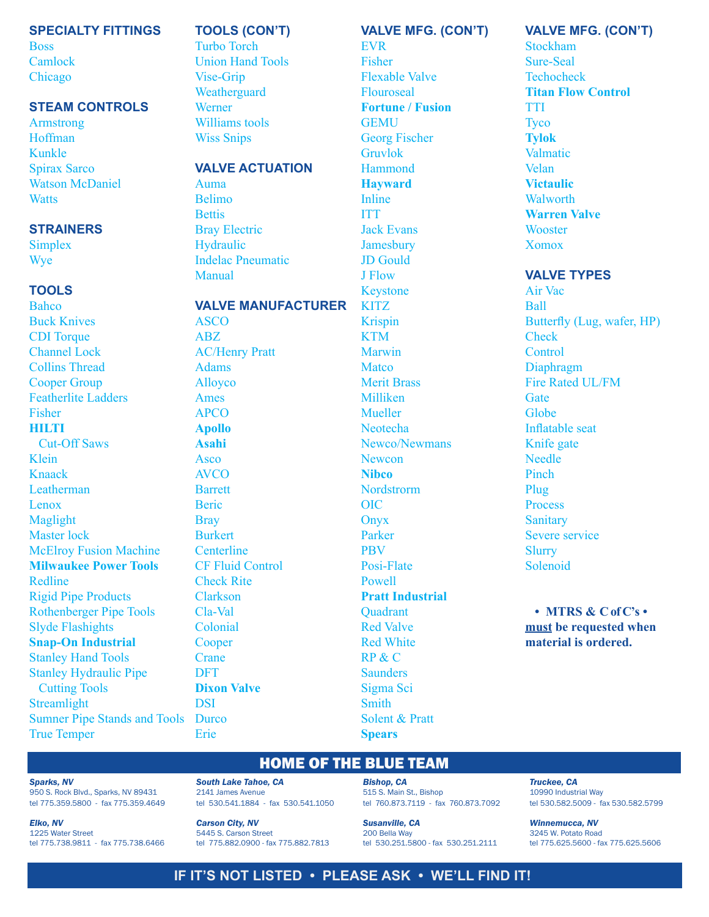## SPECIALTY FITTINGS

Boss
Camlock
Chicago

## STEAM CONTROLS

Armstrong
Hoffman
Kunkle
Spirax Sarco
Watson McDaniel
Watts

## STRAINERS

Simplex
Wye

## TOOLS

Bahco
Buck Knives
CDI Torque
Channel Lock
Collins Thread
Cooper Group
Featherlite Ladders
Fisher
**HILTI**
Cut-Off Saws
Klein
Knaack
Leatherman
Lenox
Maglight
Master lock
McElroy Fusion Machine
**Milwaukee Power Tools**
Redline
Rigid Pipe Products
Rothenberger Pipe Tools
Slyde Flashights
**Snap-On Industrial**
Stanley Hand Tools
Stanley Hydraulic Pipe
Cutting Tools
Streamlight
Sumner Pipe Stands and Tools
True Temper

## TOOLS (CON'T)

Turbo Torch
Union Hand Tools
Vise-Grip
Weatherguard
Werner
Williams tools
Wiss Snips

## VALVE ACTUATION

Auma
Belimo
Bettis
Bray Electric
Hydraulic
Indelac Pneumatic
Manual

## VALVE MANUFACTURER

ASCO
ABZ
AC/Henry Pratt
Adams
Alloyco
Ames
APCO
**Apollo**
**Asahi**
Asco
AVCO
Barrett
Beric
Bray
Burkert
Centerline
CF Fluid Control
Check Rite
Clarkson
Cla-Val
Colonial
Cooper
Crane
DFT
**Dixon Valve**
DSI
Durco
Erie

## VALVE MFG. (CON'T)

EVR
Fisher
Flexable Valve
Flouroseal
**Fortune / Fusion**
GEMU
Georg Fischer
Gruvlok
Hammond
**Hayward**
Inline
ITT
Jack Evans
Jamesbury
JD Gould
J Flow
Keystone
KITZ
Krispin
KTM
Marwin
Matco
Merit Brass
Milliken
Mueller
Neotecha
Newco/Newmans
Newcon
**Nibco**
Nordstrorm
OIC
Onyx
Parker
PBV
Posi-Flate
Powell
**Pratt Industrial**
Quadrant
Red Valve
Red White
RP & C
Saunders
Sigma Sci
Smith
Solent & Pratt
**Spears**

## VALVE MFG. (CON'T)

Stockham
Sure-Seal
Techocheck
**Titan Flow Control**
TTI
Tyco
**Tylok**
Valmatic
Velan
**Victaulic**
Walworth
**Warren Valve**
Wooster
Xomox

## VALVE TYPES

Air Vac
Ball
Butterfly (Lug, wafer, HP)
Check
Control
Diaphragm
Fire Rated UL/FM
Gate
Globe
Inflatable seat
Knife gate
Needle
Pinch
Plug
Process
Sanitary
Severe service
Slurry
Solenoid

**• MTRS & C of C's • must be requested when material is ordered.**

## HOME OF THE BLUE TEAM

*Sparks, NV*
950 S. Rock Blvd., Sparks, NV 89431
tel 775.359.5800 - fax 775.359.4649

*Elko, NV*
1225 Water Street
tel 775.738.9811 - fax 775.738.6466

*South Lake Tahoe, CA*
2141 James Avenue
tel 530.541.1884 - fax 530.541.1050

*Carson City, NV*
5445 S. Carson Street
tel 775.882.0900 - fax 775.882.7813

*Bishop, CA*
515 S. Main St., Bishop
tel 760.873.7119 - fax 760.873.7092

*Susanville, CA*
200 Bella Way
tel 530.251.5800 - fax 530.251.2111

*Truckee, CA*
10990 Industrial Way
tel 530.582.5009 - fax 530.582.5799

*Winnemucca, NV*
3245 W. Potato Road
tel 775.625.5600 - fax 775.625.5606

**IF IT'S NOT LISTED • PLEASE ASK • WE'LL FIND IT!**